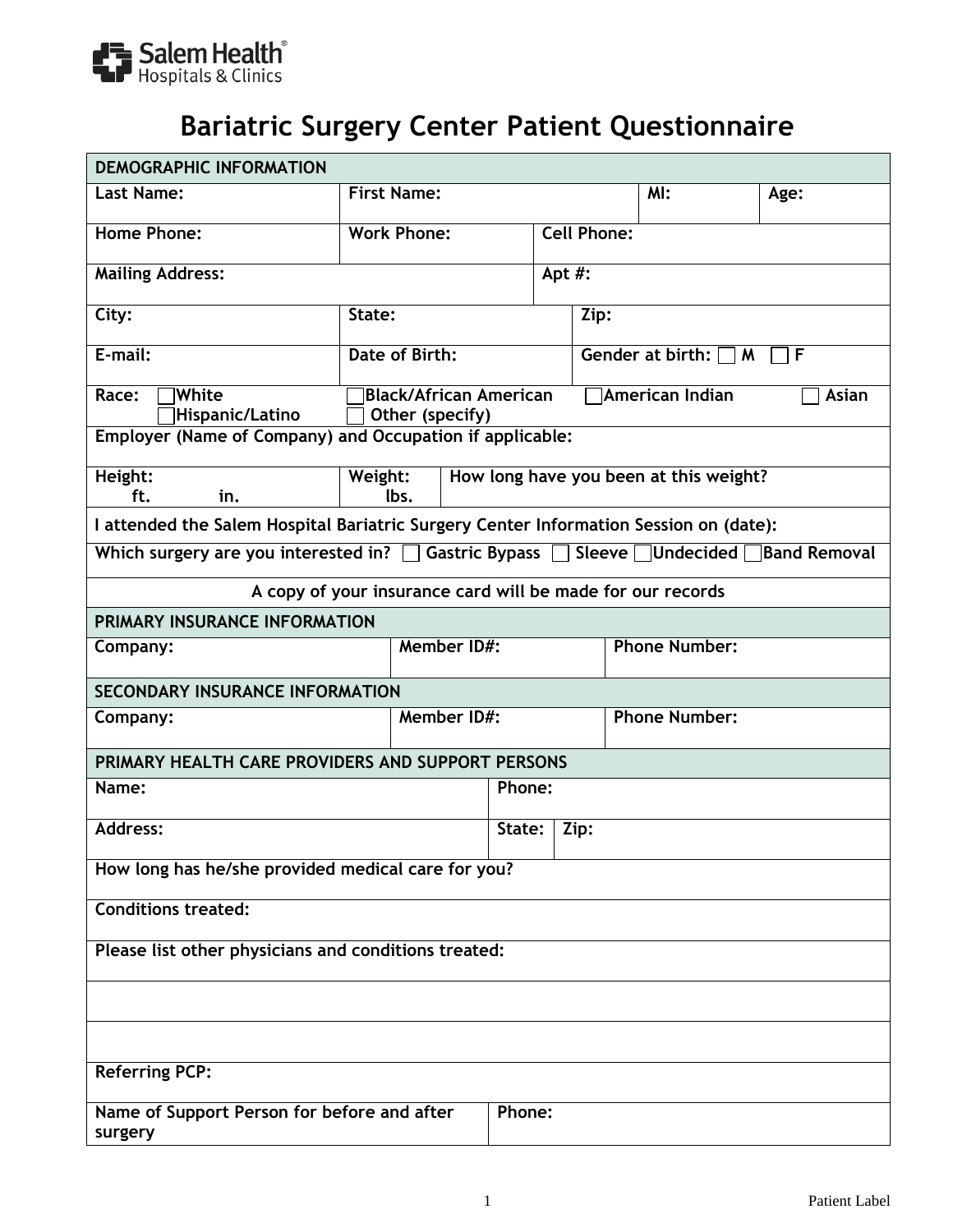Salem Health Hospitals & Clinics

# Bariatric Surgery Center Patient Questionnaire

| DEMOGRAPHIC INFORMATION | | | |
|---|---|---|---|
| Last Name: | First Name: | MI: | Age: |
| Home Phone: | Work Phone: | Cell Phone: | |
| Mailing Address: | | Apt #: | |
| City: | State: | Zip: | |
| E-mail: | Date of Birth: | Gender at birth: ☐ M ☐ F | |
| Race: ☐ White ☐ Hispanic/Latino | ☐ Black/African American ☐ Other (specify) | ☐ American Indian | ☐ Asian |
| Employer (Name of Company) and Occupation if applicable: | | | |
| Height: ft. in. | Weight: lbs. | How long have you been at this weight? | |
| I attended the Salem Hospital Bariatric Surgery Center Information Session on (date): | | | |
| Which surgery are you interested in? ☐ Gastric Bypass ☐ Sleeve ☐ Undecided ☐ Band Removal | | | |

A copy of your insurance card will be made for our records

| PRIMARY INSURANCE INFORMATION | | |
|---|---|---|
| Company: | Member ID#: | Phone Number: |

| SECONDARY INSURANCE INFORMATION | | |
|---|---|---|
| Company: | Member ID#: | Phone Number: |

| PRIMARY HEALTH CARE PROVIDERS AND SUPPORT PERSONS | | |
|---|---|---|
| Name: | Phone: | |
| Address: | State: | Zip: |
| How long has he/she provided medical care for you? | | |
| Conditions treated: | | |
| Please list other physicians and conditions treated: | | |
| | | |
| | | |
| Referring PCP: | | |
| Name of Support Person for before and after surgery | Phone: | |

Patient Label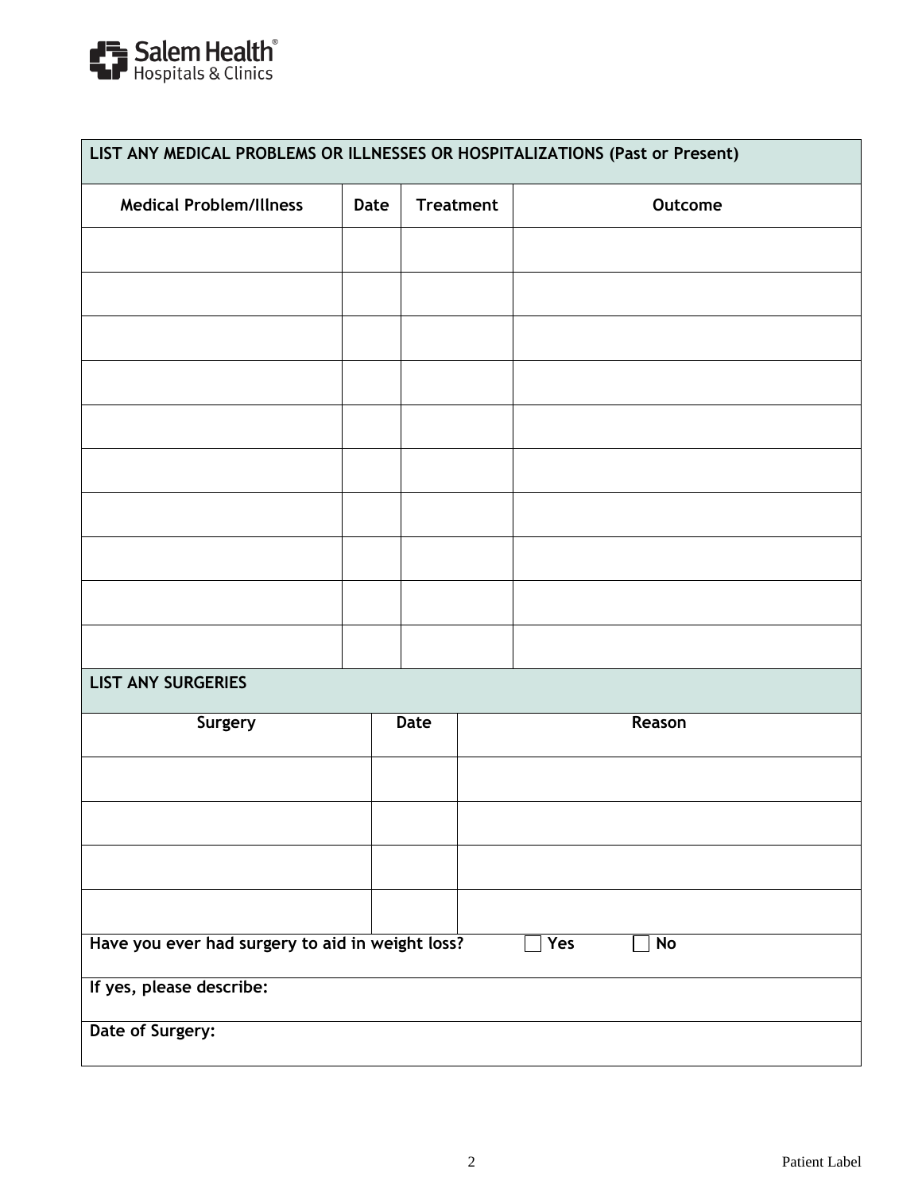Salem Health Hospitals & Clinics

| LIST ANY MEDICAL PROBLEMS OR ILLNESSES OR HOSPITALIZATIONS (Past or Present) | | | |
|---|---|---|---|
| **Medical Problem/Illness** | **Date** | **Treatment** | **Outcome** |
| | | | |
| | | | |
| | | | |
| | | | |
| | | | |
| | | | |
| | | | |
| | | | |
| | | | |
| | | | |

| LIST ANY SURGERIES | | |
|---|---|---|
| **Surgery** | **Date** | **Reason** |
| | | |
| | | |
| | | |
| | | |

**Have you ever had surgery to aid in weight loss?** ☐ **Yes** ☐ **No**

**If yes, please describe:**

**Date of Surgery:**

Patient Label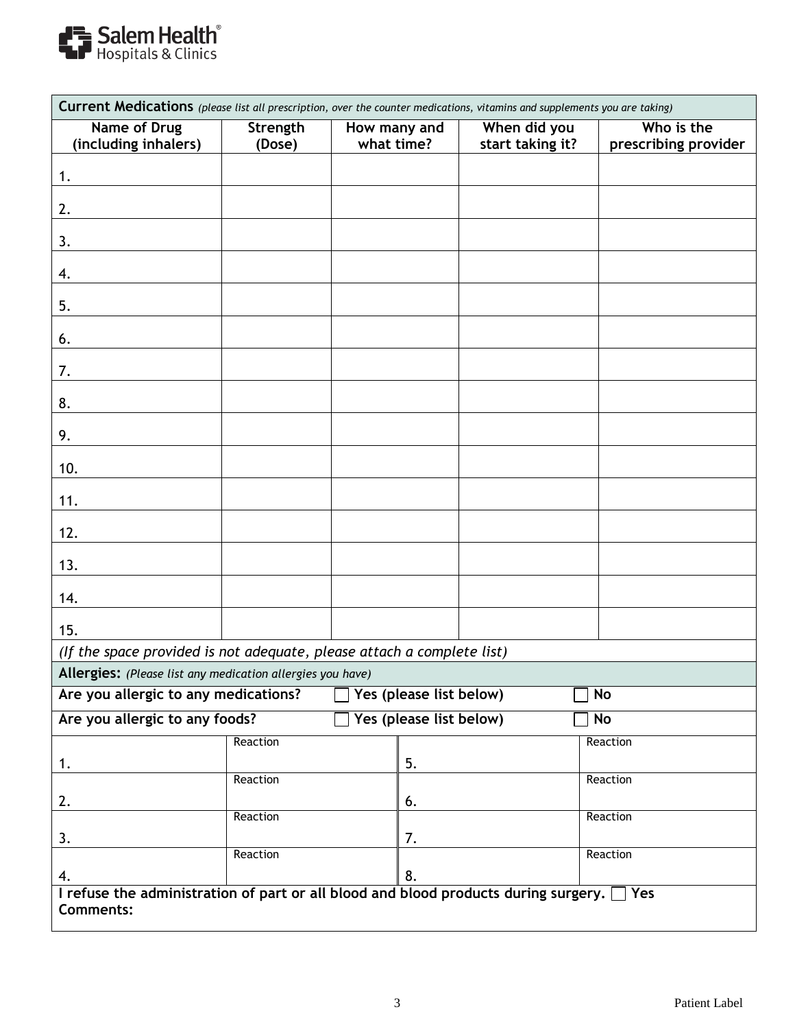**Salem Health**
Hospitals & Clinics

| **Current Medications** *(please list all prescription, over the counter medications, vitamins and supplements you are taking)* | | | | |
|---|---|---|---|---|
| **Name of Drug (including inhalers)** | **Strength (Dose)** | **How many and what time?** | **When did you start taking it?** | **Who is the prescribing provider** |
| 1. | | | | |
| 2. | | | | |
| 3. | | | | |
| 4. | | | | |
| 5. | | | | |
| 6. | | | | |
| 7. | | | | |
| 8. | | | | |
| 9. | | | | |
| 10. | | | | |
| 11. | | | | |
| 12. | | | | |
| 13. | | | | |
| 14. | | | | |
| 15. | | | | |

*(If the space provided is not adequate, please attach a complete list)*

**Allergies:** *(Please list any medication allergies you have)*

**Are you allergic to any medications?** ☐ **Yes (please list below)** ☐ **No**

**Are you allergic to any foods?** ☐ **Yes (please list below)** ☐ **No**

| | Reaction | | Reaction |
|---|---|---|---|
| 1. | | 5. | |
| 2. | | 6. | |
| 3. | | 7. | |
| 4. | | 8. | |

**I refuse the administration of part or all blood and blood products during surgery.** ☐ **Yes**

**Comments:**

Patient Label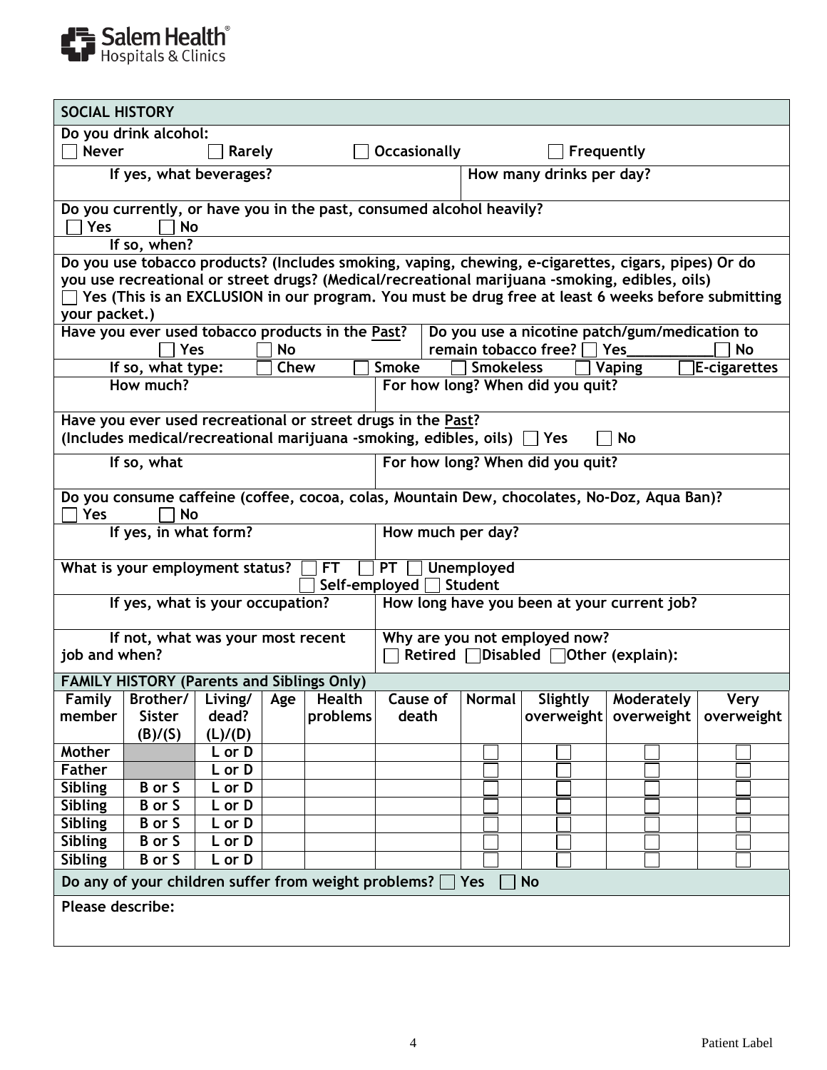Salem Health Hospitals & Clinics

## SOCIAL HISTORY

**Do you drink alcohol:**
☐ Never ☐ Rarely ☐ Occasionally ☐ Frequently

**If yes, what beverages?** | **How many drinks per day?**

**Do you currently, or have you in the past, consumed alcohol heavily?**
☐ Yes ☐ No

**If so, when?**

**Do you use tobacco products? (Includes smoking, vaping, chewing, e-cigarettes, cigars, pipes) Or do you use recreational or street drugs? (Medical/recreational marijuana -smoking, edibles, oils)**
☐ Yes (This is an EXCLUSION in our program. You must be drug free at least 6 weeks before submitting your packet.)

**Have you ever used tobacco products in the Past?** ☐ Yes ☐ No | **Do you use a nicotine patch/gum/medication to remain tobacco free?** ☐ Yes__________ ☐ No

**If so, what type:** ☐ Chew ☐ Smoke ☐ Smokeless ☐ Vaping ☐ E-cigarettes

**How much?** | **For how long? When did you quit?**

**Have you ever used recreational or street drugs in the Past?**
**(Includes medical/recreational marijuana -smoking, edibles, oils)** ☐ Yes ☐ No

**If so, what** | **For how long? When did you quit?**

**Do you consume caffeine (coffee, cocoa, colas, Mountain Dew, chocolates, No-Doz, Aqua Ban)?**
☐ Yes ☐ No

**If yes, in what form?** | **How much per day?**

**What is your employment status?** ☐ FT ☐ PT ☐ Unemployed ☐ Self-employed ☐ Student

**If yes, what is your occupation?** | **How long have you been at your current job?**

**If not, what was your most recent job and when?** | **Why are you not employed now?** ☐ Retired ☐ Disabled ☐ Other (explain):

## FAMILY HISTORY (Parents and Siblings Only)

| Family member | Brother/ Sister (B)/(S) | Living/ dead? (L)/(D) | Age | Health problems | Cause of death | Normal | Slightly overweight | Moderately overweight | Very overweight |
|---|---|---|---|---|---|---|---|---|---|
| Mother | | L or D | | | | ☐ | ☐ | ☐ | ☐ |
| Father | | L or D | | | | ☐ | ☐ | ☐ | ☐ |
| Sibling | B or S | L or D | | | | ☐ | ☐ | ☐ | ☐ |
| Sibling | B or S | L or D | | | | ☐ | ☐ | ☐ | ☐ |
| Sibling | B or S | L or D | | | | ☐ | ☐ | ☐ | ☐ |
| Sibling | B or S | L or D | | | | ☐ | ☐ | ☐ | ☐ |
| Sibling | B or S | L or D | | | | ☐ | ☐ | ☐ | ☐ |

**Do any of your children suffer from weight problems?** ☐ Yes ☐ No

**Please describe:**

Patient Label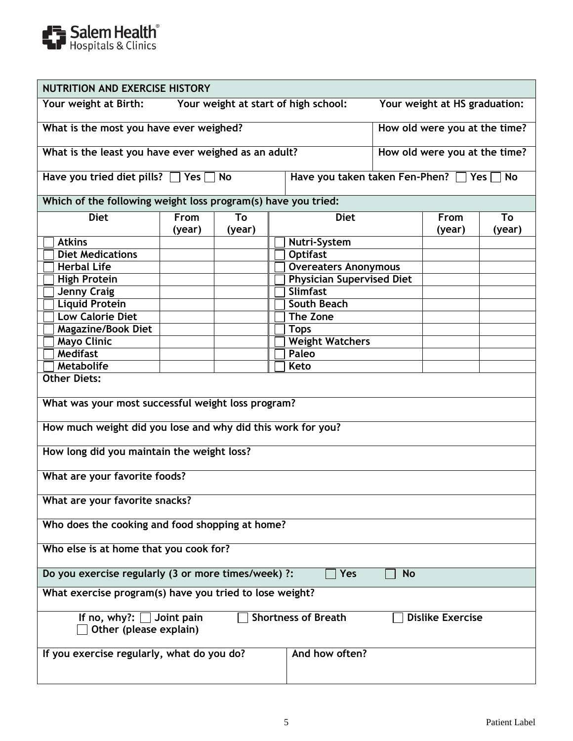Salem Health Hospitals & Clinics

## NUTRITION AND EXERCISE HISTORY

**Your weight at Birth:** &nbsp;&nbsp;&nbsp; **Your weight at start of high school:** &nbsp;&nbsp;&nbsp; **Your weight at HS graduation:**

**What is the most you have ever weighed?** &nbsp;&nbsp;&nbsp; **How old were you at the time?**

**What is the least you have ever weighed as an adult?** &nbsp;&nbsp;&nbsp; **How old were you at the time?**

**Have you tried diet pills?** ☐ Yes ☐ No &nbsp;&nbsp;&nbsp; **Have you taken taken Fen-Phen?** ☐ Yes ☐ No

### Which of the following weight loss program(s) have you tried:

| Diet | From (year) | To (year) | Diet | From (year) | To (year) |
|---|---|---|---|---|---|
| ☐ Atkins | | | ☐ Nutri-System | | |
| ☐ Diet Medications | | | ☐ Optifast | | |
| ☐ Herbal Life | | | ☐ Overeaters Anonymous | | |
| ☐ High Protein | | | ☐ Physician Supervised Diet | | |
| ☐ Jenny Craig | | | ☐ Slimfast | | |
| ☐ Liquid Protein | | | ☐ South Beach | | |
| ☐ Low Calorie Diet | | | ☐ The Zone | | |
| ☐ Magazine/Book Diet | | | ☐ Tops | | |
| ☐ Mayo Clinic | | | ☐ Weight Watchers | | |
| ☐ Medifast | | | ☐ Paleo | | |
| ☐ Metabolife | | | ☐ Keto | | |

**Other Diets:**

**What was your most successful weight loss program?**

**How much weight did you lose and why did this work for you?**

**How long did you maintain the weight loss?**

**What are your favorite foods?**

**What are your favorite snacks?**

**Who does the cooking and food shopping at home?**

**Who else is at home that you cook for?**

**Do you exercise regularly (3 or more times/week) ?:** ☐ Yes ☐ No

**What exercise program(s) have you tried to lose weight?**

**If no, why?:** ☐ Joint pain ☐ Shortness of Breath ☐ Dislike Exercise
☐ Other (please explain)

**If you exercise regularly, what do you do?** &nbsp;&nbsp;&nbsp; **And how often?**

Patient Label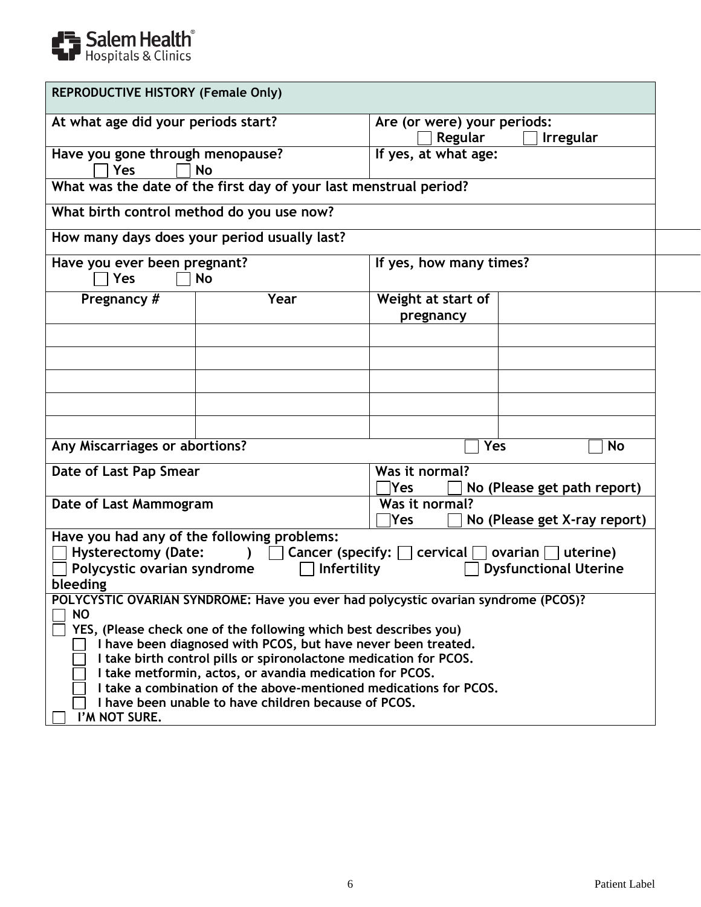Salem Health® Hospitals & Clinics

| REPRODUCTIVE HISTORY (Female Only) | | | |
|---|---|---|---|
| At what age did your periods start? | | Are (or were) your periods: ☐ Regular ☐ Irregular | |
| Have you gone through menopause? ☐ Yes ☐ No | | If yes, at what age: | |
| What was the date of the first day of your last menstrual period? | | | |
| What birth control method do you use now? | | | |
| How many days does your period usually last? | | | |
| Have you ever been pregnant? ☐ Yes ☐ No | | If yes, how many times? | |
| Pregnancy # | Year | Weight at start of pregnancy | |
| | | | |
| | | | |
| | | | |
| | | | |
| | | | |
| Any Miscarriages or abortions? | | ☐ Yes | ☐ No |
| Date of Last Pap Smear | | Was it normal? ☐ Yes ☐ No (Please get path report) | |
| Date of Last Mammogram | | Was it normal? ☐ Yes ☐ No (Please get X-ray report) | |

**Have you had any of the following problems:**

☐ Hysterectomy (Date: ) ☐ Cancer (specify: ☐ cervical ☐ ovarian ☐ uterine)
☐ Polycystic ovarian syndrome ☐ Infertility ☐ Dysfunctional Uterine bleeding

**POLYCYSTIC OVARIAN SYNDROME: Have you ever had polycystic ovarian syndrome (PCOS)?**

☐ NO
☐ YES, (Please check one of the following which best describes you)
- ☐ I have been diagnosed with PCOS, but have never been treated.
- ☐ I take birth control pills or spironolactone medication for PCOS.
- ☐ I take metformin, actos, or avandia medication for PCOS.
- ☐ I take a combination of the above-mentioned medications for PCOS.
- ☐ I have been unable to have children because of PCOS.

☐ I'M NOT SURE.

Patient Label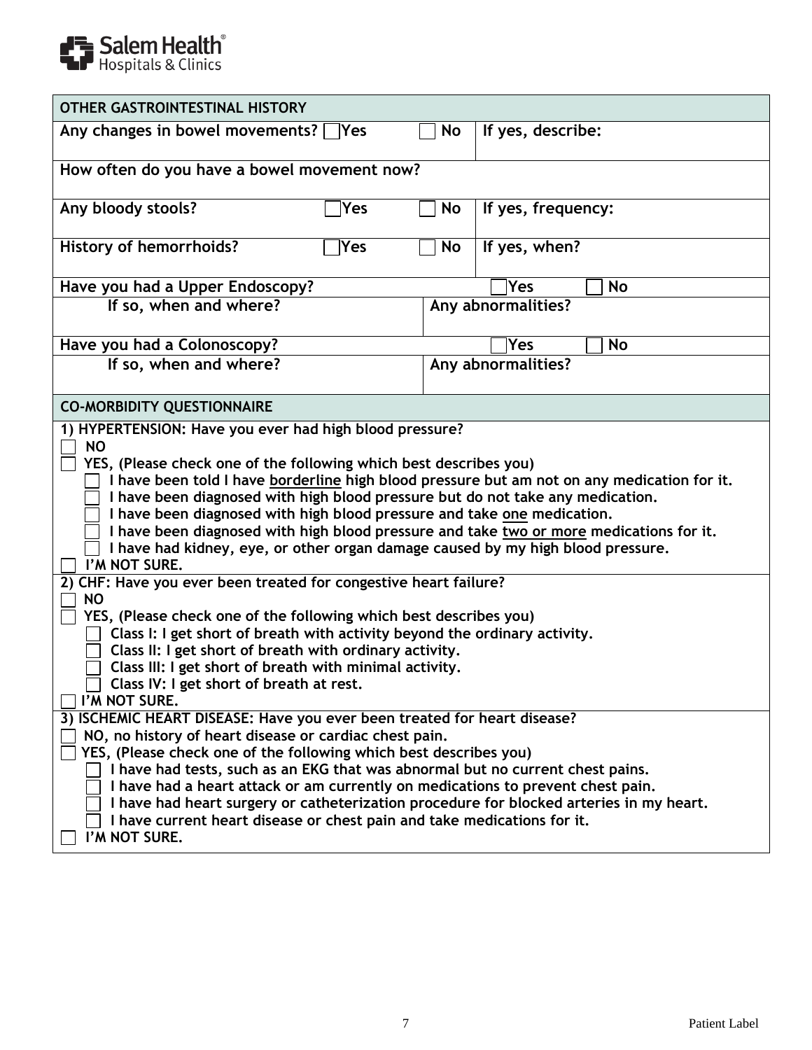Salem Health Hospitals & Clinics

## OTHER GASTROINTESTINAL HISTORY

| | | | |
|---|---|---|---|
| Any changes in bowel movements? ☐ Yes | | ☐ No | If yes, describe: |
| How often do you have a bowel movement now? | | | |
| Any bloody stools? | ☐ Yes | ☐ No | If yes, frequency: |
| History of hemorrhoids? | ☐ Yes | ☐ No | If yes, when? |

| | |
|---|---|
| Have you had a Upper Endoscopy? | ☐ Yes ☐ No |
| If so, when and where? | Any abnormalities? |
| Have you had a Colonoscopy? | ☐ Yes ☐ No |
| If so, when and where? | Any abnormalities? |

## CO-MORBIDITY QUESTIONNAIRE

**1) HYPERTENSION: Have you ever had high blood pressure?**

- ☐ NO
- ☐ YES, (Please check one of the following which best describes you)
  - ☐ I have been told I have borderline high blood pressure but am not on any medication for it.
  - ☐ I have been diagnosed with high blood pressure but do not take any medication.
  - ☐ I have been diagnosed with high blood pressure and take one medication.
  - ☐ I have been diagnosed with high blood pressure and take two or more medications for it.
  - ☐ I have had kidney, eye, or other organ damage caused by my high blood pressure.
- ☐ I'M NOT SURE.

**2) CHF: Have you ever been treated for congestive heart failure?**

- ☐ NO
- ☐ YES, (Please check one of the following which best describes you)
  - ☐ Class I: I get short of breath with activity beyond the ordinary activity.
  - ☐ Class II: I get short of breath with ordinary activity.
  - ☐ Class III: I get short of breath with minimal activity.
  - ☐ Class IV: I get short of breath at rest.
- ☐ I'M NOT SURE.

**3) ISCHEMIC HEART DISEASE: Have you ever been treated for heart disease?**

- ☐ NO, no history of heart disease or cardiac chest pain.
- ☐ YES, (Please check one of the following which best describes you)
  - ☐ I have had tests, such as an EKG that was abnormal but no current chest pains.
  - ☐ I have had a heart attack or am currently on medications to prevent chest pain.
  - ☐ I have had heart surgery or catheterization procedure for blocked arteries in my heart.
  - ☐ I have current heart disease or chest pain and take medications for it.
- ☐ I'M NOT SURE.

Patient Label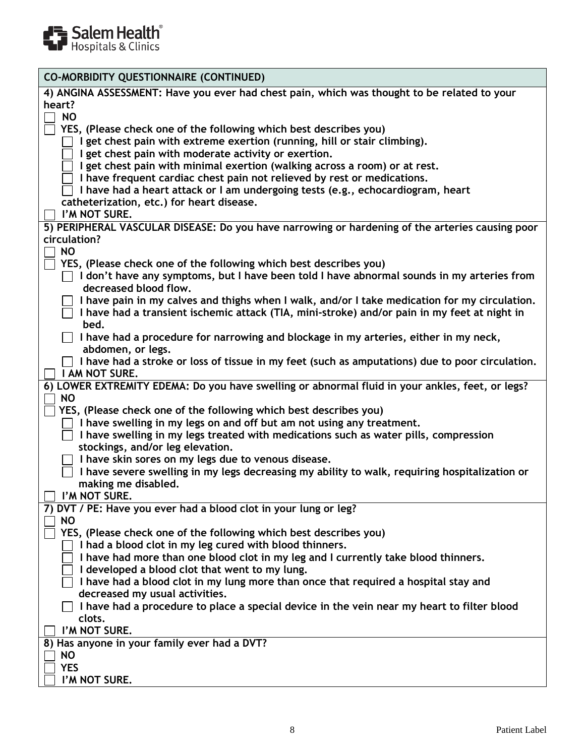**CO-MORBIDITY QUESTIONNAIRE (CONTINUED)**

**4) ANGINA ASSESSMENT: Have you ever had chest pain, which was thought to be related to your heart?**

- ☐ **NO**
- ☐ **YES, (Please check one of the following which best describes you)**
  - ☐ **I get chest pain with extreme exertion (running, hill or stair climbing).**
  - ☐ **I get chest pain with moderate activity or exertion.**
  - ☐ **I get chest pain with minimal exertion (walking across a room) or at rest.**
  - ☐ **I have frequent cardiac chest pain not relieved by rest or medications.**
  - ☐ **I have had a heart attack or I am undergoing tests (e.g., echocardiogram, heart catheterization, etc.) for heart disease.**
- ☐ **I'M NOT SURE.**

**5) PERIPHERAL VASCULAR DISEASE: Do you have narrowing or hardening of the arteries causing poor circulation?**

- ☐ **NO**
- ☐ **YES, (Please check one of the following which best describes you)**
  - ☐ **I don't have any symptoms, but I have been told I have abnormal sounds in my arteries from decreased blood flow.**
  - ☐ **I have pain in my calves and thighs when I walk, and/or I take medication for my circulation.**
  - ☐ **I have had a transient ischemic attack (TIA, mini-stroke) and/or pain in my feet at night in bed.**
  - ☐ **I have had a procedure for narrowing and blockage in my arteries, either in my neck, abdomen, or legs.**
  - ☐ **I have had a stroke or loss of tissue in my feet (such as amputations) due to poor circulation.**
- ☐ **I AM NOT SURE.**

**6) LOWER EXTREMITY EDEMA: Do you have swelling or abnormal fluid in your ankles, feet, or legs?**

- ☐ **NO**
- ☐ **YES, (Please check one of the following which best describes you)**
  - ☐ **I have swelling in my legs on and off but am not using any treatment.**
  - ☐ **I have swelling in my legs treated with medications such as water pills, compression stockings, and/or leg elevation.**
  - ☐ **I have skin sores on my legs due to venous disease.**
  - ☐ **I have severe swelling in my legs decreasing my ability to walk, requiring hospitalization or making me disabled.**
- ☐ **I'M NOT SURE.**

**7) DVT / PE: Have you ever had a blood clot in your lung or leg?**

- ☐ **NO**
- ☐ **YES, (Please check one of the following which best describes you)**
  - ☐ **I had a blood clot in my leg cured with blood thinners.**
  - ☐ **I have had more than one blood clot in my leg and I currently take blood thinners.**
  - ☐ **I developed a blood clot that went to my lung.**
  - ☐ **I have had a blood clot in my lung more than once that required a hospital stay and decreased my usual activities.**
  - ☐ **I have had a procedure to place a special device in the vein near my heart to filter blood clots.**
- ☐ **I'M NOT SURE.**

**8) Has anyone in your family ever had a DVT?**

- ☐ **NO**
- ☐ **YES**
- ☐ **I'M NOT SURE.**

Patient Label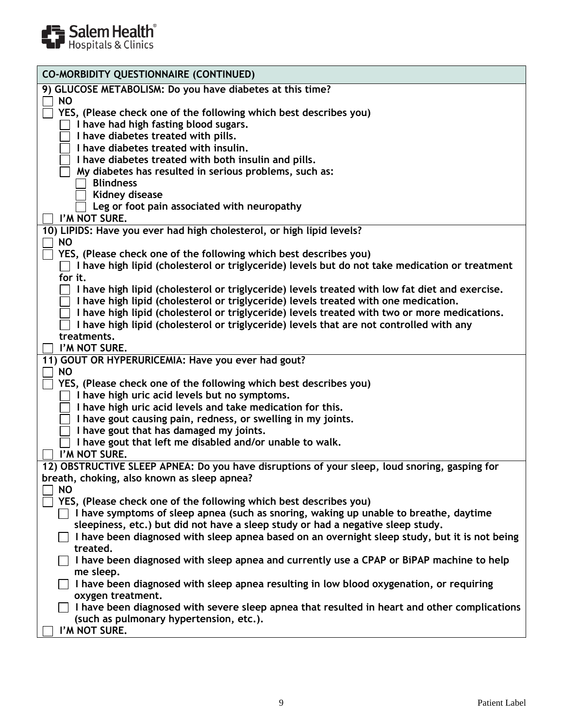## CO-MORBIDITY QUESTIONNAIRE (CONTINUED)

**9) GLUCOSE METABOLISM: Do you have diabetes at this time?**

- ☐ **NO**
- ☐ **YES, (Please check one of the following which best describes you)**
  - ☐ **I have had high fasting blood sugars.**
  - ☐ **I have diabetes treated with pills.**
  - ☐ **I have diabetes treated with insulin.**
  - ☐ **I have diabetes treated with both insulin and pills.**
  - ☐ **My diabetes has resulted in serious problems, such as:**
    - ☐ **Blindness**
    - ☐ **Kidney disease**
    - ☐ **Leg or foot pain associated with neuropathy**
- ☐ **I'M NOT SURE.**

**10) LIPIDS: Have you ever had high cholesterol, or high lipid levels?**

- ☐ **NO**
- ☐ **YES, (Please check one of the following which best describes you)**
  - ☐ **I have high lipid (cholesterol or triglyceride) levels but do not take medication or treatment for it.**
  - ☐ **I have high lipid (cholesterol or triglyceride) levels treated with low fat diet and exercise.**
  - ☐ **I have high lipid (cholesterol or triglyceride) levels treated with one medication.**
  - ☐ **I have high lipid (cholesterol or triglyceride) levels treated with two or more medications.**
  - ☐ **I have high lipid (cholesterol or triglyceride) levels that are not controlled with any treatments.**
- ☐ **I'M NOT SURE.**

**11) GOUT OR HYPERURICEMIA: Have you ever had gout?**

- ☐ **NO**
- ☐ **YES, (Please check one of the following which best describes you)**
  - ☐ **I have high uric acid levels but no symptoms.**
  - ☐ **I have high uric acid levels and take medication for this.**
  - ☐ **I have gout causing pain, redness, or swelling in my joints.**
  - ☐ **I have gout that has damaged my joints.**
  - ☐ **I have gout that left me disabled and/or unable to walk.**
- ☐ **I'M NOT SURE.**

**12) OBSTRUCTIVE SLEEP APNEA: Do you have disruptions of your sleep, loud snoring, gasping for breath, choking, also known as sleep apnea?**

- ☐ **NO**
- ☐ **YES, (Please check one of the following which best describes you)**
  - ☐ **I have symptoms of sleep apnea (such as snoring, waking up unable to breathe, daytime sleepiness, etc.) but did not have a sleep study or had a negative sleep study.**
  - ☐ **I have been diagnosed with sleep apnea based on an overnight sleep study, but it is not being treated.**
  - ☐ **I have been diagnosed with sleep apnea and currently use a CPAP or BiPAP machine to help me sleep.**
  - ☐ **I have been diagnosed with sleep apnea resulting in low blood oxygenation, or requiring oxygen treatment.**
  - ☐ **I have been diagnosed with severe sleep apnea that resulted in heart and other complications (such as pulmonary hypertension, etc.).**
- ☐ **I'M NOT SURE.**

Patient Label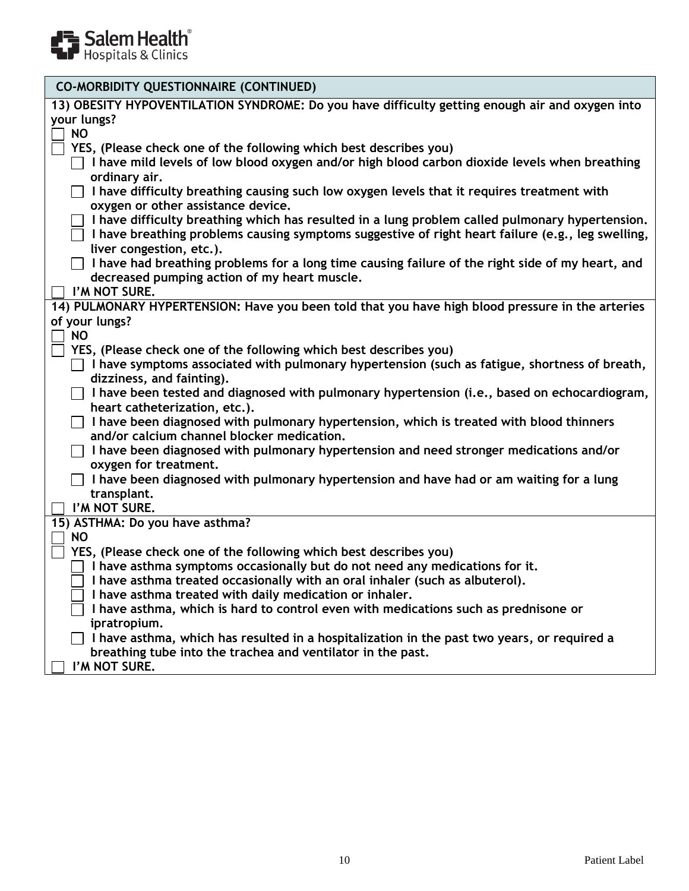Salem Health
Hospitals & Clinics

## CO-MORBIDITY QUESTIONNAIRE (CONTINUED)

**13) OBESITY HYPOVENTILATION SYNDROME: Do you have difficulty getting enough air and oxygen into your lungs?**

- ☐ **NO**
- ☐ **YES, (Please check one of the following which best describes you)**
  - ☐ **I have mild levels of low blood oxygen and/or high blood carbon dioxide levels when breathing ordinary air.**
  - ☐ **I have difficulty breathing causing such low oxygen levels that it requires treatment with oxygen or other assistance device.**
  - ☐ **I have difficulty breathing which has resulted in a lung problem called pulmonary hypertension.**
  - ☐ **I have breathing problems causing symptoms suggestive of right heart failure (e.g., leg swelling, liver congestion, etc.).**
  - ☐ **I have had breathing problems for a long time causing failure of the right side of my heart, and decreased pumping action of my heart muscle.**
- ☐ **I'M NOT SURE.**

**14) PULMONARY HYPERTENSION: Have you been told that you have high blood pressure in the arteries of your lungs?**

- ☐ **NO**
- ☐ **YES, (Please check one of the following which best describes you)**
  - ☐ **I have symptoms associated with pulmonary hypertension (such as fatigue, shortness of breath, dizziness, and fainting).**
  - ☐ **I have been tested and diagnosed with pulmonary hypertension (i.e., based on echocardiogram, heart catheterization, etc.).**
  - ☐ **I have been diagnosed with pulmonary hypertension, which is treated with blood thinners and/or calcium channel blocker medication.**
  - ☐ **I have been diagnosed with pulmonary hypertension and need stronger medications and/or oxygen for treatment.**
  - ☐ **I have been diagnosed with pulmonary hypertension and have had or am waiting for a lung transplant.**
- ☐ **I'M NOT SURE.**

**15) ASTHMA: Do you have asthma?**

- ☐ **NO**
- ☐ **YES, (Please check one of the following which best describes you)**
  - ☐ **I have asthma symptoms occasionally but do not need any medications for it.**
  - ☐ **I have asthma treated occasionally with an oral inhaler (such as albuterol).**
  - ☐ **I have asthma treated with daily medication or inhaler.**
  - ☐ **I have asthma, which is hard to control even with medications such as prednisone or ipratropium.**
  - ☐ **I have asthma, which has resulted in a hospitalization in the past two years, or required a breathing tube into the trachea and ventilator in the past.**
- ☐ **I'M NOT SURE.**

Patient Label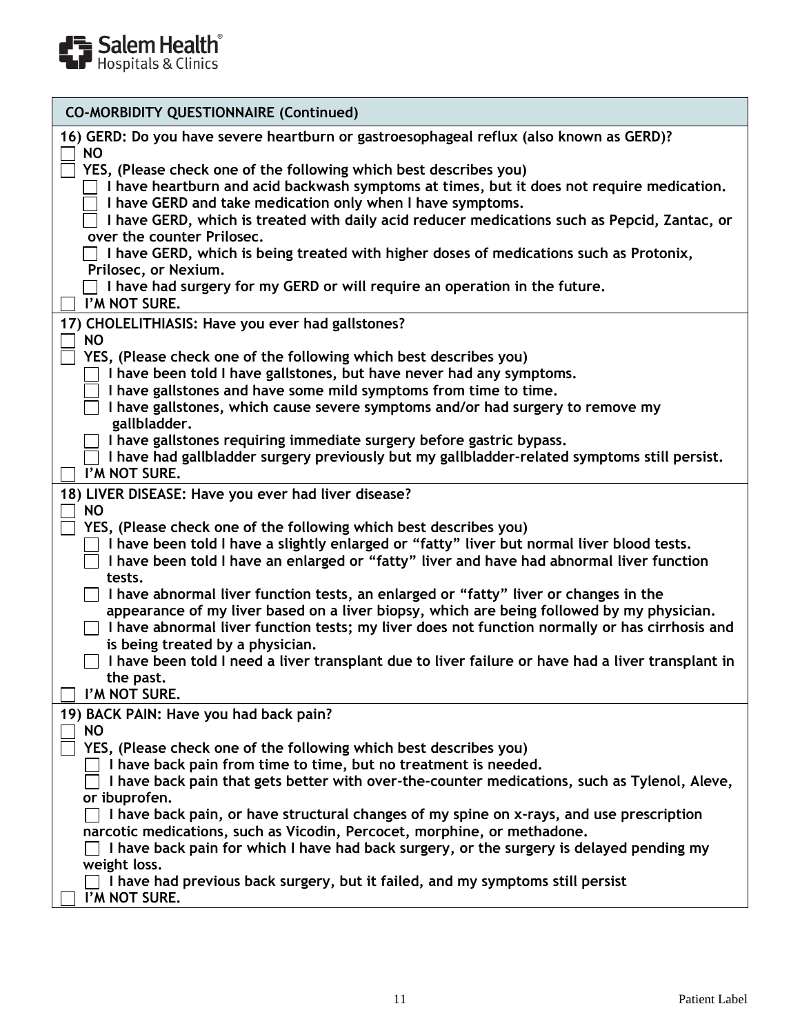## CO-MORBIDITY QUESTIONNAIRE (Continued)

**16) GERD: Do you have severe heartburn or gastroesophageal reflux (also known as GERD)?**

- ☐ **NO**
- ☐ **YES, (Please check one of the following which best describes you)**
  - ☐ I have heartburn and acid backwash symptoms at times, but it does not require medication.
  - ☐ I have GERD and take medication only when I have symptoms.
  - ☐ I have GERD, which is treated with daily acid reducer medications such as Pepcid, Zantac, or over the counter Prilosec.
  - ☐ I have GERD, which is being treated with higher doses of medications such as Protonix, Prilosec, or Nexium.
  - ☐ I have had surgery for my GERD or will require an operation in the future.
- ☐ **I'M NOT SURE.**

**17) CHOLELITHIASIS: Have you ever had gallstones?**

- ☐ **NO**
- ☐ **YES, (Please check one of the following which best describes you)**
  - ☐ I have been told I have gallstones, but have never had any symptoms.
  - ☐ I have gallstones and have some mild symptoms from time to time.
  - ☐ I have gallstones, which cause severe symptoms and/or had surgery to remove my gallbladder.
  - ☐ I have gallstones requiring immediate surgery before gastric bypass.
  - ☐ I have had gallbladder surgery previously but my gallbladder-related symptoms still persist.
- ☐ **I'M NOT SURE.**

**18) LIVER DISEASE: Have you ever had liver disease?**

- ☐ **NO**
- ☐ **YES, (Please check one of the following which best describes you)**
  - ☐ I have been told I have a slightly enlarged or "fatty" but normal liver blood tests.
  - ☐ I have been told I have an enlarged or "fatty" liver and have had abnormal liver function tests.
  - ☐ I have abnormal liver function tests, an enlarged or "fatty" liver or changes in the appearance of my liver based on a liver biopsy, which are being followed by my physician.
  - ☐ I have abnormal liver function tests; my liver does not function normally or has cirrhosis and is being treated by a physician.
  - ☐ I have been told I need a liver transplant due to liver failure or have had a liver transplant in the past.
- ☐ **I'M NOT SURE.**

**19) BACK PAIN: Have you had back pain?**

- ☐ **NO**
- ☐ **YES, (Please check one of the following which best describes you)**
  - ☐ I have back pain from time to time, but no treatment is needed.
  - ☐ I have back pain that gets better with over-the-counter medications, such as Tylenol, Aleve, or ibuprofen.
  - ☐ I have back pain, or have structural changes of my spine on x-rays, and use prescription narcotic medications, such as Vicodin, Percocet, morphine, or methadone.
  - ☐ I have back pain for which I have had back surgery, or the surgery is delayed pending my weight loss.
  - ☐ I have had previous back surgery, but it failed, and my symptoms still persist
- ☐ **I'M NOT SURE.**

Patient Label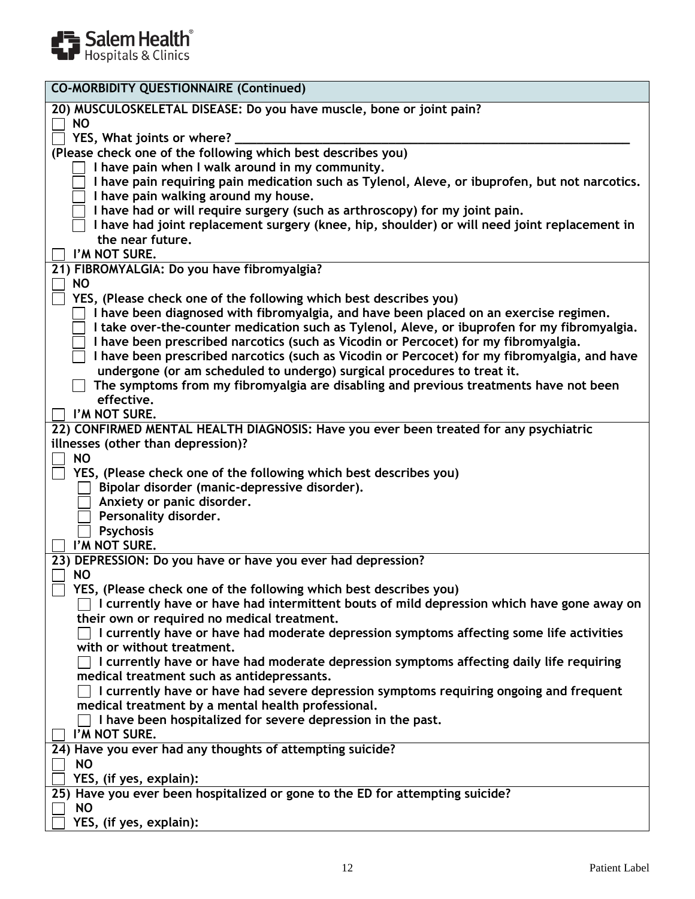## CO-MORBIDITY QUESTIONNAIRE (Continued)

**20) MUSCULOSKELETAL DISEASE: Do you have muscle, bone or joint pain?**

- ☐ **NO**
- ☐ **YES, What joints or where? ______________________________**

**(Please check one of the following which best describes you)**

- ☐ **I have pain when I walk around in my community.**
- ☐ **I have pain requiring pain medication such as Tylenol, Aleve, or ibuprofen, but not narcotics.**
- ☐ **I have pain walking around my house.**
- ☐ **I have had or will require surgery (such as arthroscopy) for my joint pain.**
- ☐ **I have had joint replacement surgery (knee, hip, shoulder) or will need joint replacement in the near future.**

☐ **I'M NOT SURE.**

**21) FIBROMYALGIA: Do you have fibromyalgia?**

- ☐ **NO**
- ☐ **YES, (Please check one of the following which best describes you)**
  - ☐ **I have been diagnosed with fibromyalgia, and have been placed on an exercise regimen.**
  - ☐ **I take over-the-counter medication such as Tylenol, Aleve, or ibuprofen for my fibromyalgia.**
  - ☐ **I have been prescribed narcotics (such as Vicodin or Percocet) for my fibromyalgia.**
  - ☐ **I have been prescribed narcotics (such as Vicodin or Percocet) for my fibromyalgia, and have undergone (or am scheduled to undergo) surgical procedures to treat it.**
  - ☐ **The symptoms from my fibromyalgia are disabling and previous treatments have not been effective.**
- ☐ **I'M NOT SURE.**

**22) CONFIRMED MENTAL HEALTH DIAGNOSIS: Have you ever been treated for any psychiatric illnesses (other than depression)?**

- ☐ **NO**
- ☐ **YES, (Please check one of the following which best describes you)**
  - ☐ **Bipolar disorder (manic-depressive disorder).**
  - ☐ **Anxiety or panic disorder.**
  - ☐ **Personality disorder.**
  - ☐ **Psychosis**
- ☐ **I'M NOT SURE.**

**23) DEPRESSION: Do you have or have you ever had depression?**

- ☐ **NO**
- ☐ **YES, (Please check one of the following which best describes you)**
  - ☐ **I currently have or have had intermittent bouts of mild depression which have gone away on their own or required no medical treatment.**
  - ☐ **I currently have or have had moderate depression symptoms affecting some life activities with or without treatment.**
  - ☐ **I currently have or have had moderate depression symptoms affecting daily life requiring medical treatment such as antidepressants.**
  - ☐ **I currently have or have had severe depression symptoms requiring ongoing and frequent medical treatment by a mental health professional.**
  - ☐ **I have been hospitalized for severe depression in the past.**
- ☐ **I'M NOT SURE.**

**24) Have you ever had any thoughts of attempting suicide?**

- ☐ **NO**
- ☐ **YES, (if yes, explain):**

**25) Have you ever been hospitalized or gone to the ED for attempting suicide?**

- ☐ **NO**
- ☐ **YES, (if yes, explain):**

Patient Label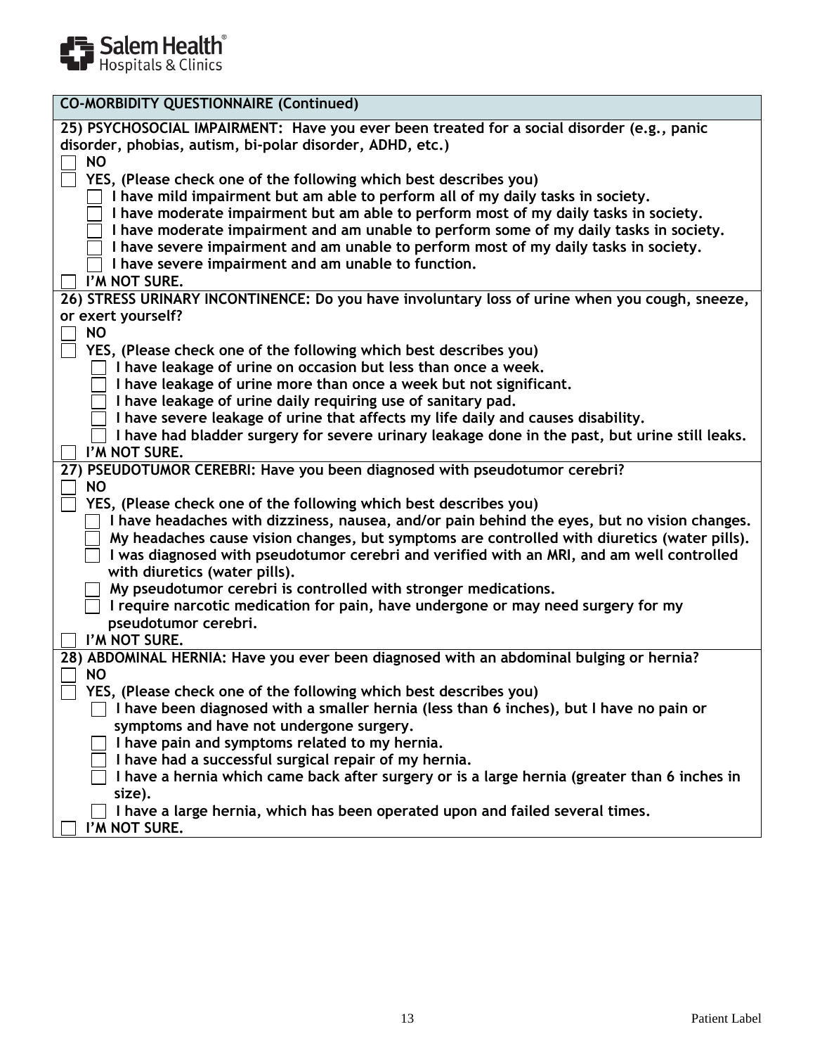**CO-MORBIDITY QUESTIONNAIRE (Continued)**

**25) PSYCHOSOCIAL IMPAIRMENT: Have you ever been treated for a social disorder (e.g., panic disorder, phobias, autism, bi-polar disorder, ADHD, etc.)**

- ☐ **NO**
- ☐ **YES, (Please check one of the following which best describes you)**
  - ☐ **I have mild impairment but am able to perform all of my daily tasks in society.**
  - ☐ **I have moderate impairment but am able to perform most of my daily tasks in society.**
  - ☐ **I have moderate impairment and am unable to perform some of my daily tasks in society.**
  - ☐ **I have severe impairment and am unable to perform most of my daily tasks in society.**
  - ☐ **I have severe impairment and am unable to function.**
- ☐ **I'M NOT SURE.**

**26) STRESS URINARY INCONTINENCE: Do you have involuntary loss of urine when you cough, sneeze, or exert yourself?**

- ☐ **NO**
- ☐ **YES, (Please check one of the following which best describes you)**
  - ☐ **I have leakage of urine on occasion but less than once a week.**
  - ☐ **I have leakage of urine more than once a week but not significant.**
  - ☐ **I have leakage of urine daily requiring use of sanitary pad.**
  - ☐ **I have severe leakage of urine that affects my life daily and causes disability.**
  - ☐ **I have had bladder surgery for severe urinary leakage done in the past, but urine still leaks.**
- ☐ **I'M NOT SURE.**

**27) PSEUDOTUMOR CEREBRI: Have you been diagnosed with pseudotumor cerebri?**

- ☐ **NO**
- ☐ **YES, (Please check one of the following which best describes you)**
  - ☐ **I have headaches with dizziness, nausea, and/or pain behind the eyes, but no vision changes.**
  - ☐ **My headaches cause vision changes, but symptoms are controlled with diuretics (water pills).**
  - ☐ **I was diagnosed with pseudotumor cerebri and verified with an MRI, and am well controlled with diuretics (water pills).**
  - ☐ **My pseudotumor cerebri is controlled with stronger medications.**
  - ☐ **I require narcotic medication for pain, have undergone or may need surgery for my pseudotumor cerebri.**
- ☐ **I'M NOT SURE.**

**28) ABDOMINAL HERNIA: Have you ever been diagnosed with an abdominal bulging or hernia?**

- ☐ **NO**
- ☐ **YES, (Please check one of the following which best describes you)**
  - ☐ **I have been diagnosed with a smaller hernia (less than 6 inches), but I have no pain or symptoms and have not undergone surgery.**
  - ☐ **I have pain and symptoms related to my hernia.**
  - ☐ **I have had a successful surgical repair of my hernia.**
  - ☐ **I have a hernia which came back after surgery or is a large hernia (greater than 6 inches in size).**
  - ☐ **I have a large hernia, which has been operated upon and failed several times.**
- ☐ **I'M NOT SURE.**

Patient Label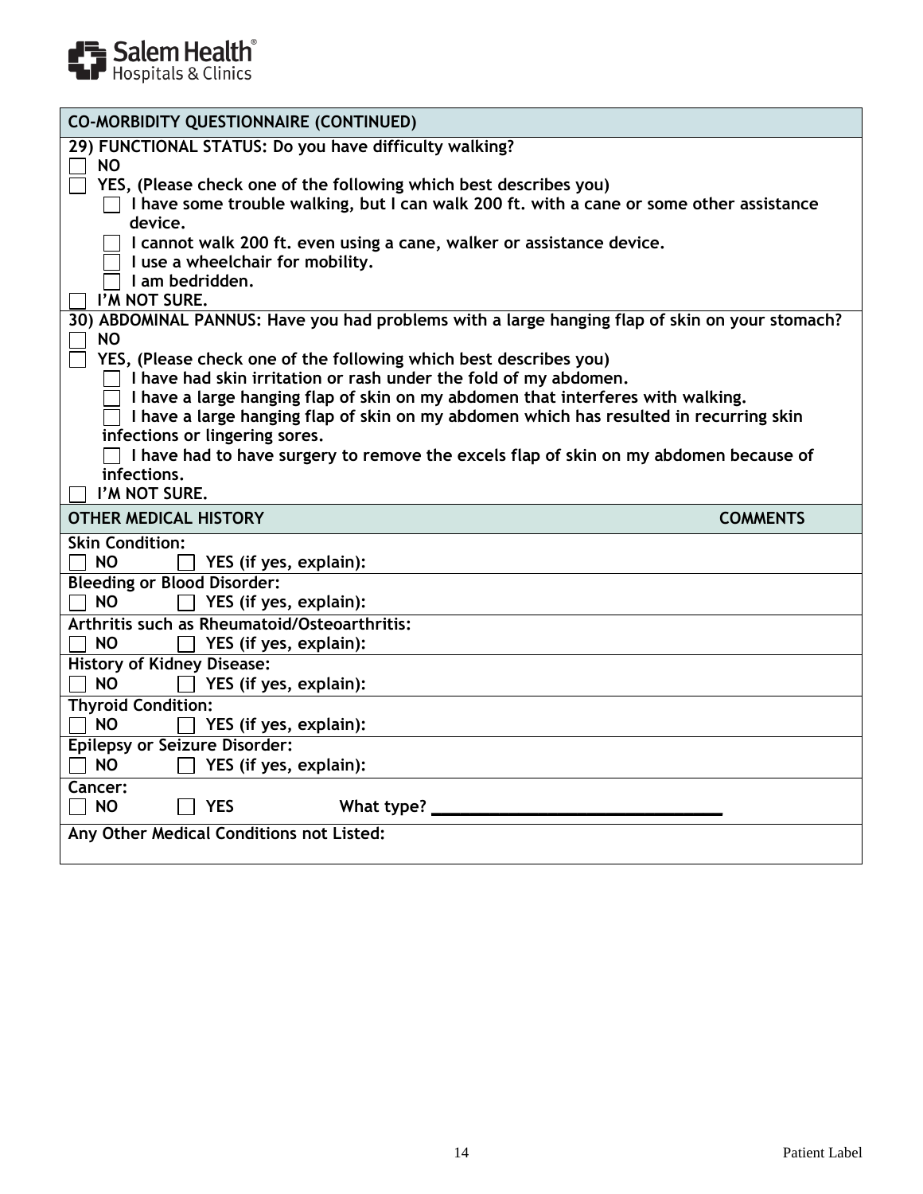## CO-MORBIDITY QUESTIONNAIRE (CONTINUED)

**29) FUNCTIONAL STATUS: Do you have difficulty walking?**

- ☐ **NO**
- ☐ **YES, (Please check one of the following which best describes you)**
  - ☐ **I have some trouble walking, but I can walk 200 ft. with a cane or some other assistance device.**
  - ☐ **I cannot walk 200 ft. even using a cane, walker or assistance device.**
  - ☐ **I use a wheelchair for mobility.**
  - ☐ **I am bedridden.**
- ☐ **I'M NOT SURE.**

**30) ABDOMINAL PANNUS: Have you had problems with a large hanging flap of skin on your stomach?**

- ☐ **NO**
- ☐ **YES, (Please check one of the following which best describes you)**
  - ☐ **I have had skin irritation or rash under the fold of my abdomen.**
  - ☐ **I have a large hanging flap of skin on my abdomen that interferes with walking.**
  - ☐ **I have a large hanging flap of skin on my abdomen which has resulted in recurring skin infections or lingering sores.**
  - ☐ **I have had to have surgery to remove the excels flap of skin on my abdomen because of infections.**
- ☐ **I'M NOT SURE.**

| OTHER MEDICAL HISTORY | COMMENTS |
| --- | --- |
| **Skin Condition:**<br>☐ **NO** ☐ **YES (if yes, explain):** | |
| **Bleeding or Blood Disorder:**<br>☐ **NO** ☐ **YES (if yes, explain):** | |
| **Arthritis such as Rheumatoid/Osteoarthritis:**<br>☐ **NO** ☐ **YES (if yes, explain):** | |
| **History of Kidney Disease:**<br>☐ **NO** ☐ **YES (if yes, explain):** | |
| **Thyroid Condition:**<br>☐ **NO** ☐ **YES (if yes, explain):** | |
| **Epilepsy or Seizure Disorder:**<br>☐ **NO** ☐ **YES (if yes, explain):** | |
| **Cancer:**<br>☐ **NO** ☐ **YES** **What type?** ______________________________ | |
| **Any Other Medical Conditions not Listed:** | |

Patient Label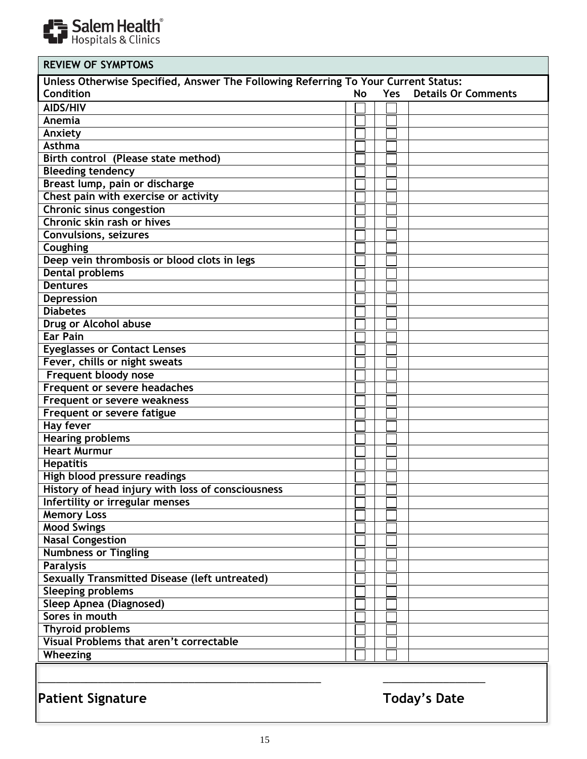Salem Health® Hospitals & Clinics

## REVIEW OF SYMPTOMS

**Unless Otherwise Specified, Answer The Following Referring To Your Current Status:**

| Condition | No | Yes | Details Or Comments |
|---|---|---|---|
| AIDS/HIV | ☐ | ☐ | |
| Anemia | ☐ | ☐ | |
| Anxiety | ☐ | ☐ | |
| Asthma | ☐ | ☐ | |
| Birth control (Please state method) | ☐ | ☐ | |
| Bleeding tendency | ☐ | ☐ | |
| Breast lump, pain or discharge | ☐ | ☐ | |
| Chest pain with exercise or activity | ☐ | ☐ | |
| Chronic sinus congestion | ☐ | ☐ | |
| Chronic skin rash or hives | ☐ | ☐ | |
| Convulsions, seizures | ☐ | ☐ | |
| Coughing | ☐ | ☐ | |
| Deep vein thrombosis or blood clots in legs | ☐ | ☐ | |
| Dental problems | ☐ | ☐ | |
| Dentures | ☐ | ☐ | |
| Depression | ☐ | ☐ | |
| Diabetes | ☐ | ☐ | |
| Drug or Alcohol abuse | ☐ | ☐ | |
| Ear Pain | ☐ | ☐ | |
| Eyeglasses or Contact Lenses | ☐ | ☐ | |
| Fever, chills or night sweats | ☐ | ☐ | |
| Frequent bloody nose | ☐ | ☐ | |
| Frequent or severe headaches | ☐ | ☐ | |
| Frequent or severe weakness | ☐ | ☐ | |
| Frequent or severe fatigue | ☐ | ☐ | |
| Hay fever | ☐ | ☐ | |
| Hearing problems | ☐ | ☐ | |
| Heart Murmur | ☐ | ☐ | |
| Hepatitis | ☐ | ☐ | |
| High blood pressure readings | ☐ | ☐ | |
| History of head injury with loss of consciousness | ☐ | ☐ | |
| Infertility or irregular menses | ☐ | ☐ | |
| Memory Loss | ☐ | ☐ | |
| Mood Swings | ☐ | ☐ | |
| Nasal Congestion | ☐ | ☐ | |
| Numbness or Tingling | ☐ | ☐ | |
| Paralysis | ☐ | ☐ | |
| Sexually Transmitted Disease (left untreated) | ☐ | ☐ | |
| Sleeping problems | ☐ | ☐ | |
| Sleep Apnea (Diagnosed) | ☐ | ☐ | |
| Sores in mouth | ☐ | ☐ | |
| Thyroid problems | ☐ | ☐ | |
| Visual Problems that aren't correctable | ☐ | ☐ | |
| Wheezing | ☐ | ☐ | |

\_\_\_\_\_\_\_\_\_\_\_\_\_\_\_\_\_\_\_\_\_\_\_\_\_\_\_\_\_\_\_\_\_\_\_\_\_\_\_\_\_\_\_\_ \_\_\_\_\_\_\_\_\_\_\_\_\_\_\_\_\_

**Patient Signature** **Today's Date**